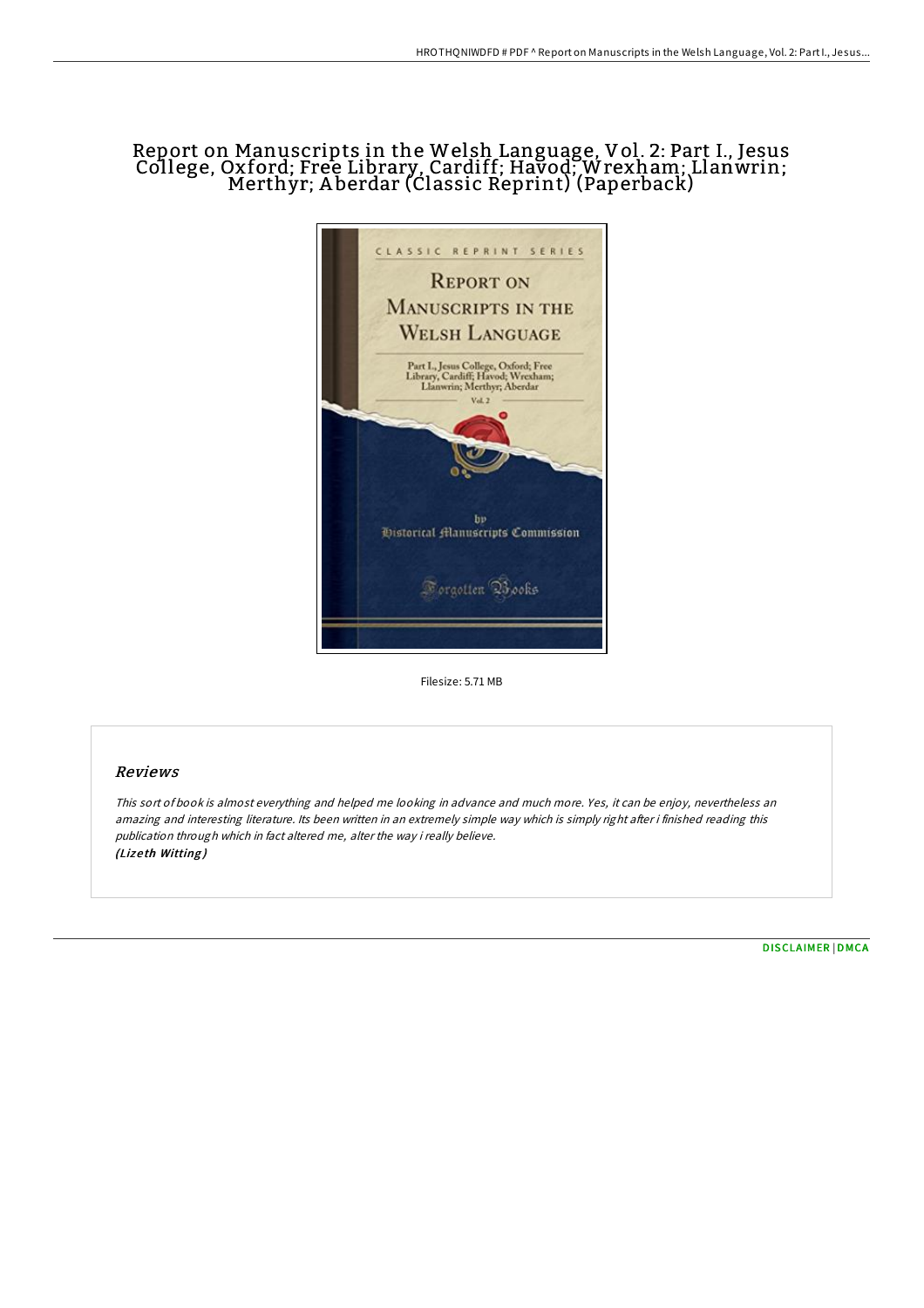# Report on Manuscripts in the Welsh Language, Vol. 2: Part I., Jesus College, Oxford; Free Library, Cardiff; Havod; Wrexham; Llanwrin; Merthyr; Aberdar (Classic Reprint) (Paperback)

Filesize: 5.71 MB

## Reviews

*This sort of book is almost everything and helped me looking in advance and much more. Yes, it can be enjoy, nevertheless an amazing and interesting literature. Its been written in an extremely simple way which is simply right after i finished reading this publication through which in fact altered me, alter the way i really believe.*
***(Lizeth Witting)***

DISCLAIMER | DMCA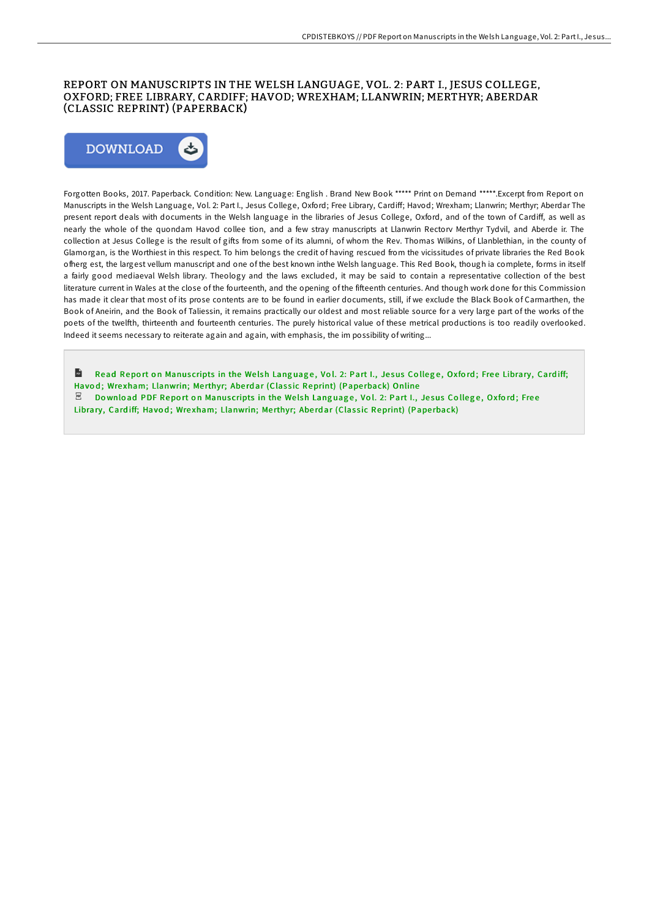# REPORT ON MANUSCRIPTS IN THE WELSH LANGUAGE, VOL. 2: PART I., JESUS COLLEGE, OXFORD; FREE LIBRARY, CARDIFF; HAVOD; WREXHAM; LLANWRIN; MERTHYR; ABERDAR (CLASSIC REPRINT) (PAPERBACK)

DOWNLOAD

Forgotten Books, 2017. Paperback. Condition: New. Language: English . Brand New Book ***** Print on Demand *****.Excerpt from Report on Manuscripts in the Welsh Language, Vol. 2: Part I., Jesus College, Oxford; Free Library, Cardiff; Havod; Wrexham; Llanwrin; Merthyr; Aberdar The present report deals with documents in the Welsh language in the libraries of Jesus College, Oxford, and of the town of Cardiff, as well as nearly the whole of the quondam Havod collee tion, and a few stray manuscripts at Llanwrin Rectorv Merthyr Tydvil, and Aberde ir. The collection at Jesus College is the result of gifts from some of its alumni, of whom the Rev. Thomas Wilkins, of Llanblethian, in the county of Glamorgan, is the Worthiest in this respect. To him belongs the credit of having rescued from the vicissitudes of private libraries the Red Book ofherg est, the largest vellum manuscript and one of the best known inthe Welsh language. This Red Book, though ia complete, forms in itself a fairly good mediaeval Welsh library. Theology and the laws excluded, it may be said to contain a representative collection of the best literature current in Wales at the close of the fourteenth, and the opening of the fifteenth centuries. And though work done for this Commission has made it clear that most of its prose contents are to be found in earlier documents, still, if we exclude the Black Book of Carmarthen, the Book of Aneirin, and the Book of Taliessin, it remains practically our oldest and most reliable source for a very large part of the works of the poets of the twelfth, thirteenth and fourteenth centuries. The purely historical value of these metrical productions is too readily overlooked. Indeed it seems necessary to reiterate again and again, with emphasis, the im possibility of writing...

Read Report on Manuscripts in the Welsh Language, Vol. 2: Part I., Jesus College, Oxford; Free Library, Cardiff; Havod; Wrexham; Llanwrin; Merthyr; Aberdar (Classic Reprint) (Paperback) Online

Download PDF Report on Manuscripts in the Welsh Language, Vol. 2: Part I., Jesus College, Oxford; Free Library, Cardiff; Havod; Wrexham; Llanwrin; Merthyr; Aberdar (Classic Reprint) (Paperback)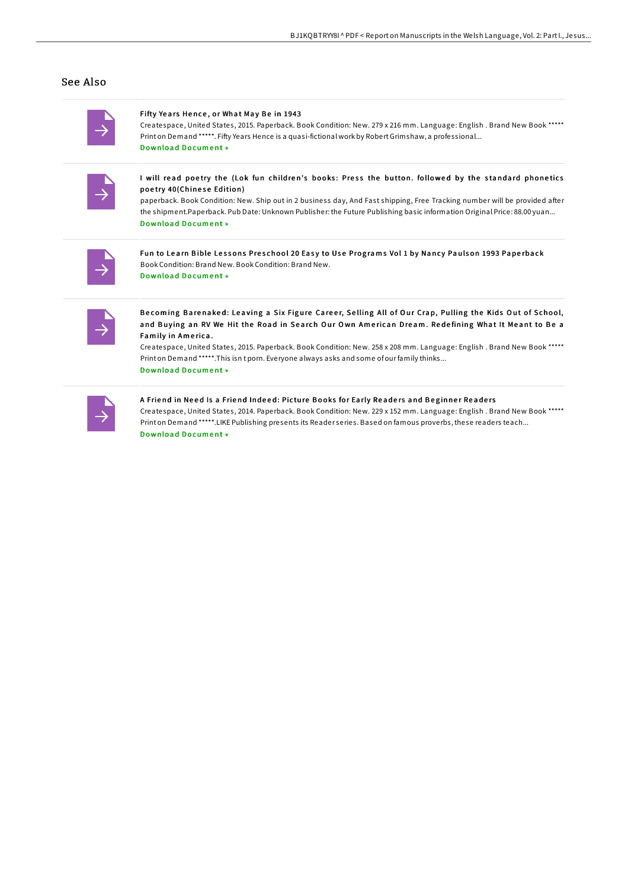## See Also

**Fifty Years Hence, or What May Be in 1943**

Createspace, United States, 2015. Paperback. Book Condition: New. 279 x 216 mm. Language: English . Brand New Book ***** Print on Demand *****. Fifty Years Hence is a quasi-fictional work by Robert Grimshaw, a professional...

Download Document »

**I will read poetry the (Lok fun children's books: Press the button. followed by the standard phonetics poetry 40(Chinese Edition)**

paperback. Book Condition: New. Ship out in 2 business day, And Fast shipping, Free Tracking number will be provided after the shipment.Paperback. Pub Date: Unknown Publisher: the Future Publishing basic information Original Price: 88.00 yuan...

Download Document »

**Fun to Learn Bible Lessons Preschool 20 Easy to Use Programs Vol 1 by Nancy Paulson 1993 Paperback**

Book Condition: Brand New. Book Condition: Brand New.

Download Document »

**Becoming Barenaked: Leaving a Six Figure Career, Selling All of Our Crap, Pulling the Kids Out of School, and Buying an RV We Hit the Road in Search Our Own American Dream. Redefining What It Meant to Be a Family in America.**

Createspace, United States, 2015. Paperback. Book Condition: New. 258 x 208 mm. Language: English . Brand New Book ***** Print on Demand *****.This isn t porn. Everyone always asks and some of our family thinks...

Download Document »

**A Friend in Need Is a Friend Indeed: Picture Books for Early Readers and Beginner Readers**

Createspace, United States, 2014. Paperback. Book Condition: New. 229 x 152 mm. Language: English . Brand New Book ***** Print on Demand *****.LIKE Publishing presents its Reader series. Based on famous proverbs, these readers teach...

Download Document »